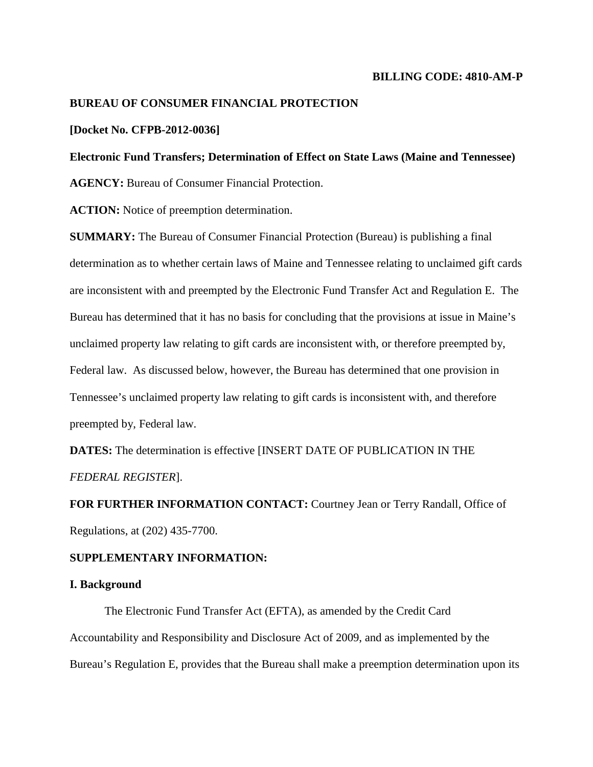**BILLING CODE: 4810-AM-P**

**BUREAU OF CONSUMER FINANCIAL PROTECTION**

**[Docket No. CFPB-2012-0036]**

**Electronic Fund Transfers; Determination of Effect on State Laws (Maine and Tennessee)**

**AGENCY:** Bureau of Consumer Financial Protection.

**ACTION:** Notice of preemption determination.

**SUMMARY:** The Bureau of Consumer Financial Protection (Bureau) is publishing a final determination as to whether certain laws of Maine and Tennessee relating to unclaimed gift cards are inconsistent with and preempted by the Electronic Fund Transfer Act and Regulation E. The Bureau has determined that it has no basis for concluding that the provisions at issue in Maine's unclaimed property law relating to gift cards are inconsistent with, or therefore preempted by, Federal law. As discussed below, however, the Bureau has determined that one provision in Tennessee's unclaimed property law relating to gift cards is inconsistent with, and therefore preempted by, Federal law.

**DATES:** The determination is effective [INSERT DATE OF PUBLICATION IN THE *FEDERAL REGISTER*].

**FOR FURTHER INFORMATION CONTACT:** Courtney Jean or Terry Randall, Office of Regulations, at (202) 435-7700.

**SUPPLEMENTARY INFORMATION:**

## I. Background

The Electronic Fund Transfer Act (EFTA), as amended by the Credit Card Accountability and Responsibility and Disclosure Act of 2009, and as implemented by the Bureau's Regulation E, provides that the Bureau shall make a preemption determination upon its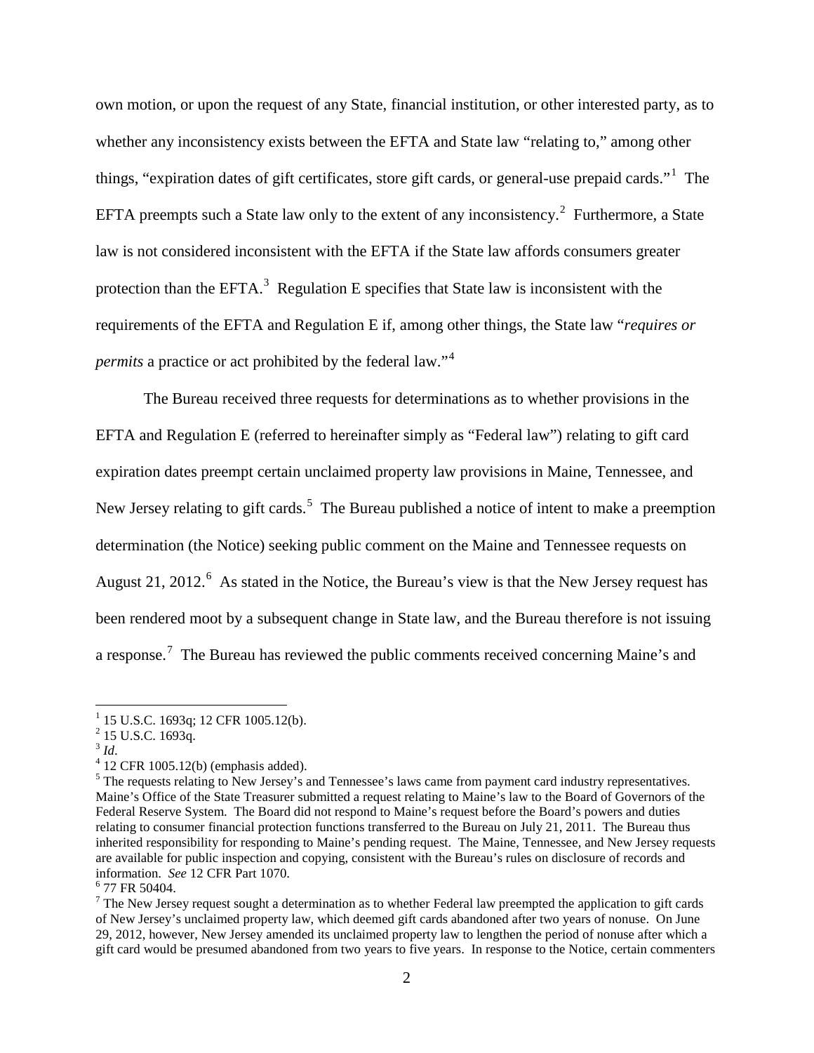own motion, or upon the request of any State, financial institution, or other interested party, as to whether any inconsistency exists between the EFTA and State law "relating to," among other things, "expiration dates of gift certificates, store gift cards, or general-use prepaid cards."[1] The EFTA preempts such a State law only to the extent of any inconsistency.[2] Furthermore, a State law is not considered inconsistent with the EFTA if the State law affords consumers greater protection than the EFTA.[3] Regulation E specifies that State law is inconsistent with the requirements of the EFTA and Regulation E if, among other things, the State law "*requires or permits* a practice or act prohibited by the federal law."[4]

The Bureau received three requests for determinations as to whether provisions in the EFTA and Regulation E (referred to hereinafter simply as "Federal law") relating to gift card expiration dates preempt certain unclaimed property law provisions in Maine, Tennessee, and New Jersey relating to gift cards.[5] The Bureau published a notice of intent to make a preemption determination (the Notice) seeking public comment on the Maine and Tennessee requests on August 21, 2012.[6] As stated in the Notice, the Bureau's view is that the New Jersey request has been rendered moot by a subsequent change in State law, and the Bureau therefore is not issuing a response.[7] The Bureau has reviewed the public comments received concerning Maine's and

---

[1] 15 U.S.C. 1693q; 12 CFR 1005.12(b).

[2] 15 U.S.C. 1693q.

[3] *Id*.

[4] 12 CFR 1005.12(b) (emphasis added).

[5] The requests relating to New Jersey's and Tennessee's laws came from payment card industry representatives. Maine's Office of the State Treasurer submitted a request relating to Maine's law to the Board of Governors of the Federal Reserve System. The Board did not respond to Maine's request before the Board's powers and duties relating to consumer financial protection functions transferred to the Bureau on July 21, 2011. The Bureau thus inherited responsibility for responding to Maine's pending request. The Maine, Tennessee, and New Jersey requests are available for public inspection and copying, consistent with the Bureau's rules on disclosure of records and information. *See* 12 CFR Part 1070.

[6] 77 FR 50404.

[7] The New Jersey request sought a determination as to whether Federal law preempted the application to gift cards of New Jersey's unclaimed property law, which deemed gift cards abandoned after two years of nonuse. On June 29, 2012, however, New Jersey amended its unclaimed property law to lengthen the period of nonuse after which a gift card would be presumed abandoned from two years to five years. In response to the Notice, certain commenters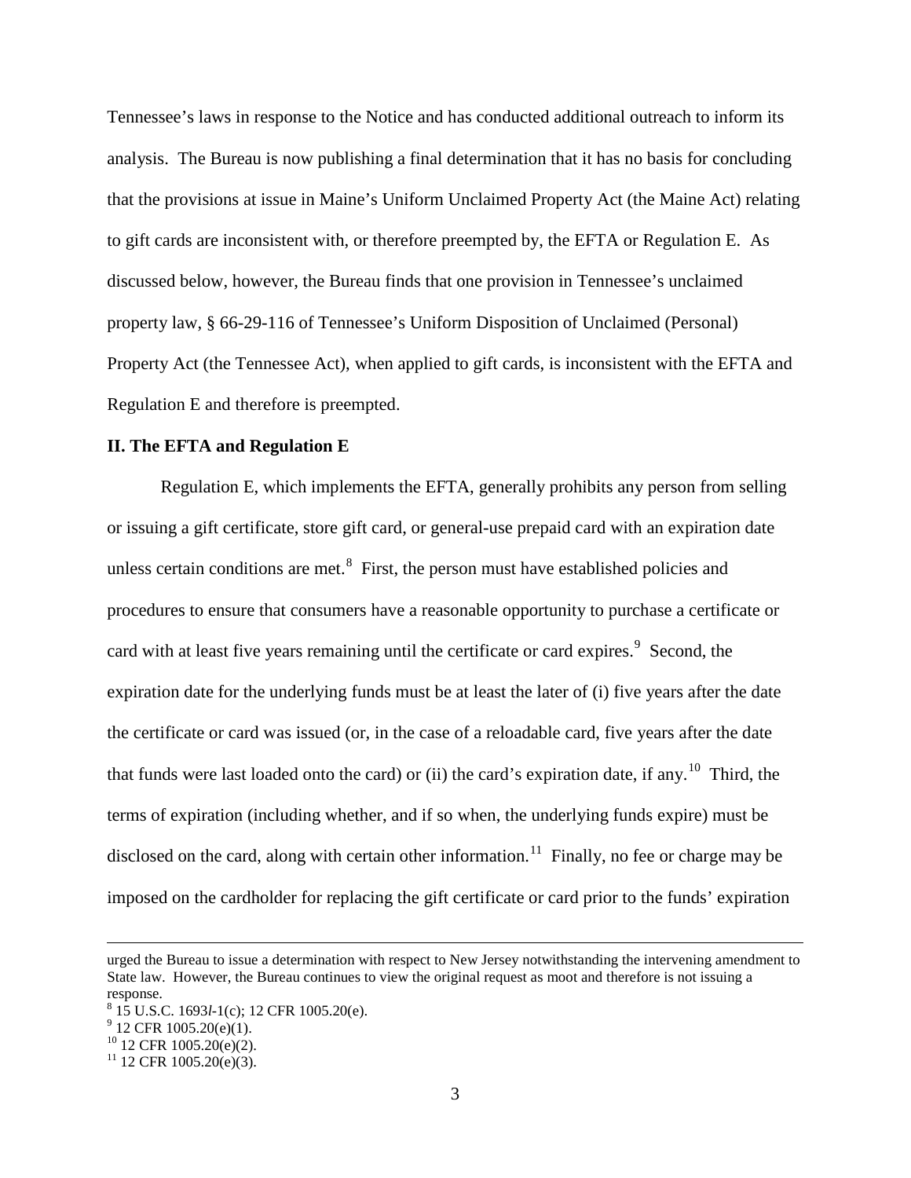Tennessee's laws in response to the Notice and has conducted additional outreach to inform its analysis. The Bureau is now publishing a final determination that it has no basis for concluding that the provisions at issue in Maine's Uniform Unclaimed Property Act (the Maine Act) relating to gift cards are inconsistent with, or therefore preempted by, the EFTA or Regulation E. As discussed below, however, the Bureau finds that one provision in Tennessee's unclaimed property law, § 66-29-116 of Tennessee's Uniform Disposition of Unclaimed (Personal) Property Act (the Tennessee Act), when applied to gift cards, is inconsistent with the EFTA and Regulation E and therefore is preempted.

## II. The EFTA and Regulation E

Regulation E, which implements the EFTA, generally prohibits any person from selling or issuing a gift certificate, store gift card, or general-use prepaid card with an expiration date unless certain conditions are met.[8] First, the person must have established policies and procedures to ensure that consumers have a reasonable opportunity to purchase a certificate or card with at least five years remaining until the certificate or card expires.[9] Second, the expiration date for the underlying funds must be at least the later of (i) five years after the date the certificate or card was issued (or, in the case of a reloadable card, five years after the date that funds were last loaded onto the card) or (ii) the card's expiration date, if any.[10] Third, the terms of expiration (including whether, and if so when, the underlying funds expire) must be disclosed on the card, along with certain other information.[11] Finally, no fee or charge may be imposed on the cardholder for replacing the gift certificate or card prior to the funds' expiration

---

urged the Bureau to issue a determination with respect to New Jersey notwithstanding the intervening amendment to State law. However, the Bureau continues to view the original request as moot and therefore is not issuing a response.

[8] 15 U.S.C. 1693*l*-1(c); 12 CFR 1005.20(e).

[9] 12 CFR 1005.20(e)(1).

[10] 12 CFR 1005.20(e)(2).

[11] 12 CFR 1005.20(e)(3).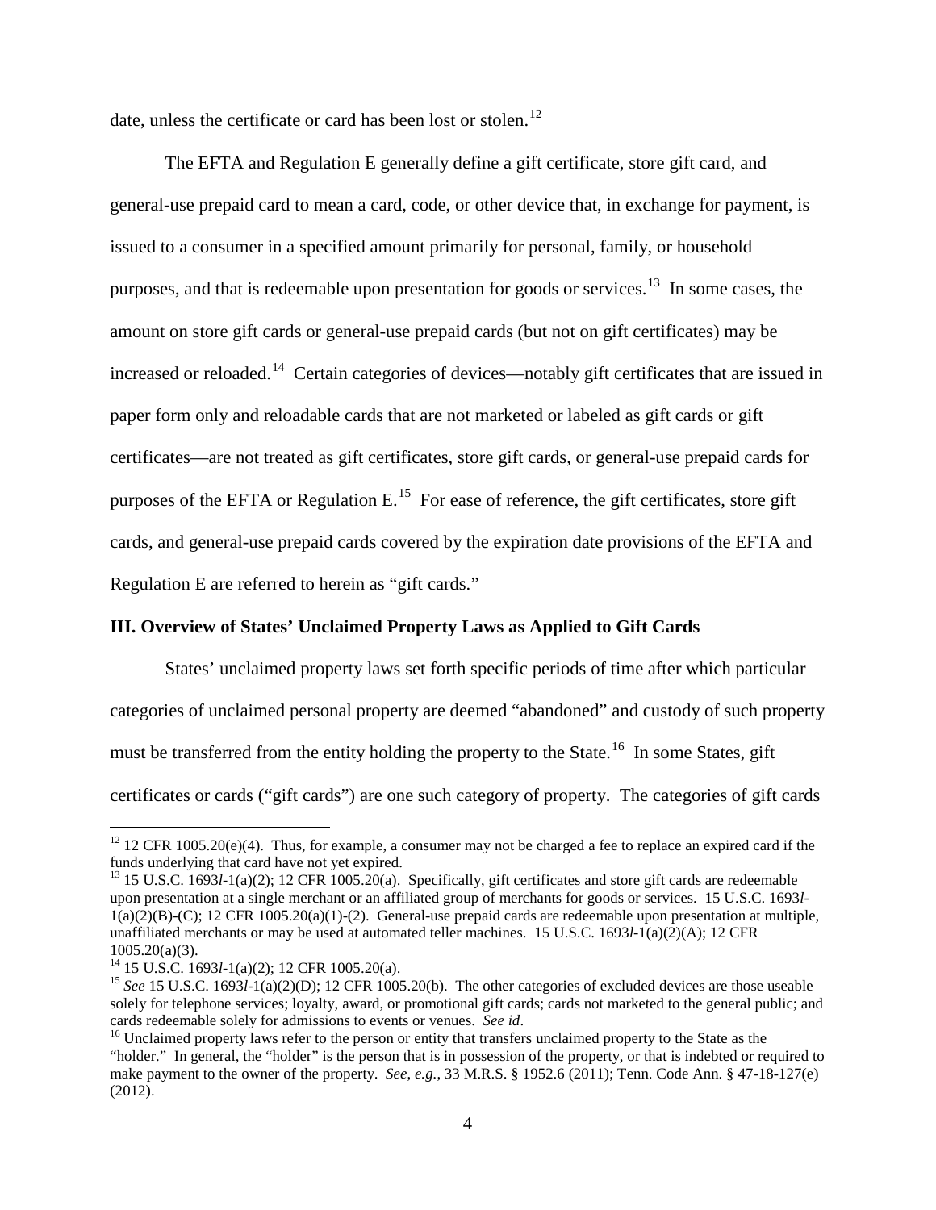date, unless the certificate or card has been lost or stolen.[12]

The EFTA and Regulation E generally define a gift certificate, store gift card, and general-use prepaid card to mean a card, code, or other device that, in exchange for payment, is issued to a consumer in a specified amount primarily for personal, family, or household purposes, and that is redeemable upon presentation for goods or services.[13] In some cases, the amount on store gift cards or general-use prepaid cards (but not on gift certificates) may be increased or reloaded.[14] Certain categories of devices—notably gift certificates that are issued in paper form only and reloadable cards that are not marketed or labeled as gift cards or gift certificates—are not treated as gift certificates, store gift cards, or general-use prepaid cards for purposes of the EFTA or Regulation E.[15] For ease of reference, the gift certificates, store gift cards, and general-use prepaid cards covered by the expiration date provisions of the EFTA and Regulation E are referred to herein as "gift cards."

## III. Overview of States' Unclaimed Property Laws as Applied to Gift Cards

States' unclaimed property laws set forth specific periods of time after which particular categories of unclaimed personal property are deemed "abandoned" and custody of such property must be transferred from the entity holding the property to the State.[16] In some States, gift certificates or cards ("gift cards") are one such category of property. The categories of gift cards

---

[12] 12 CFR 1005.20(e)(4). Thus, for example, a consumer may not be charged a fee to replace an expired card if the funds underlying that card have not yet expired.

[13] 15 U.S.C. 1693*l*-1(a)(2); 12 CFR 1005.20(a). Specifically, gift certificates and store gift cards are redeemable upon presentation at a single merchant or an affiliated group of merchants for goods or services. 15 U.S.C. 1693*l*-1(a)(2)(B)-(C); 12 CFR 1005.20(a)(1)-(2). General-use prepaid cards are redeemable upon presentation at multiple, unaffiliated merchants or may be used at automated teller machines. 15 U.S.C. 1693*l*-1(a)(2)(A); 12 CFR 1005.20(a)(3).

[14] 15 U.S.C. 1693*l*-1(a)(2); 12 CFR 1005.20(a).

[15] *See* 15 U.S.C. 1693*l*-1(a)(2)(D); 12 CFR 1005.20(b). The other categories of excluded devices are those useable solely for telephone services; loyalty, award, or promotional gift cards; cards not marketed to the general public; and cards redeemable solely for admissions to events or venues. *See id*.

[16] Unclaimed property laws refer to the person or entity that transfers unclaimed property to the State as the "holder." In general, the "holder" is the person that is in possession of the property, or that is indebted or required to make payment to the owner of the property. *See, e.g.*, 33 M.R.S. § 1952.6 (2011); Tenn. Code Ann. § 47-18-127(e) (2012).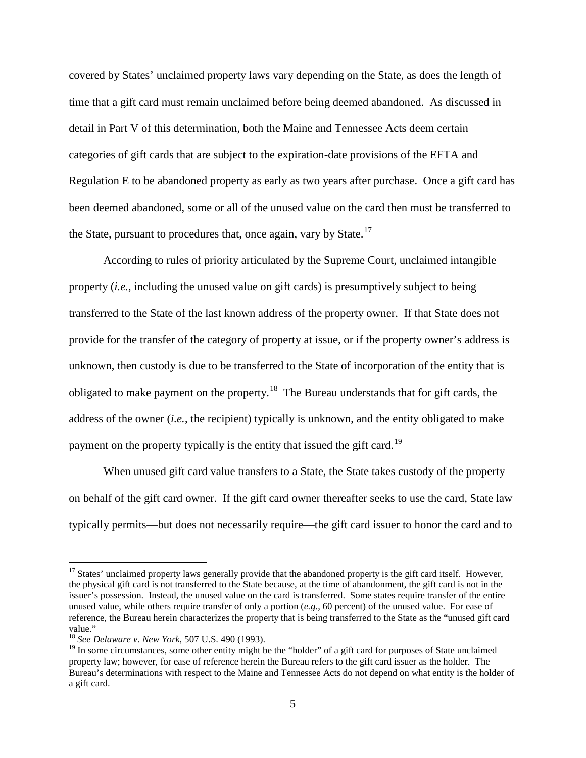covered by States' unclaimed property laws vary depending on the State, as does the length of time that a gift card must remain unclaimed before being deemed abandoned. As discussed in detail in Part V of this determination, both the Maine and Tennessee Acts deem certain categories of gift cards that are subject to the expiration-date provisions of the EFTA and Regulation E to be abandoned property as early as two years after purchase. Once a gift card has been deemed abandoned, some or all of the unused value on the card then must be transferred to the State, pursuant to procedures that, once again, vary by State.[17]

According to rules of priority articulated by the Supreme Court, unclaimed intangible property (*i.e.*, including the unused value on gift cards) is presumptively subject to being transferred to the State of the last known address of the property owner. If that State does not provide for the transfer of the category of property at issue, or if the property owner's address is unknown, then custody is due to be transferred to the State of incorporation of the entity that is obligated to make payment on the property.[18] The Bureau understands that for gift cards, the address of the owner (*i.e.*, the recipient) typically is unknown, and the entity obligated to make payment on the property typically is the entity that issued the gift card.[19]

When unused gift card value transfers to a State, the State takes custody of the property on behalf of the gift card owner. If the gift card owner thereafter seeks to use the card, State law typically permits—but does not necessarily require—the gift card issuer to honor the card and to

---

[17] States' unclaimed property laws generally provide that the abandoned property is the gift card itself. However, the physical gift card is not transferred to the State because, at the time of abandonment, the gift card is not in the issuer's possession. Instead, the unused value on the card is transferred. Some states require transfer of the entire unused value, while others require transfer of only a portion (*e.g.*, 60 percent) of the unused value. For ease of reference, the Bureau herein characterizes the property that is being transferred to the State as the "unused gift card value."

[18] *See Delaware v. New York*, 507 U.S. 490 (1993).

[19] In some circumstances, some other entity might be the "holder" of a gift card for purposes of State unclaimed property law; however, for ease of reference herein the Bureau refers to the gift card issuer as the holder. The Bureau's determinations with respect to the Maine and Tennessee Acts do not depend on what entity is the holder of a gift card.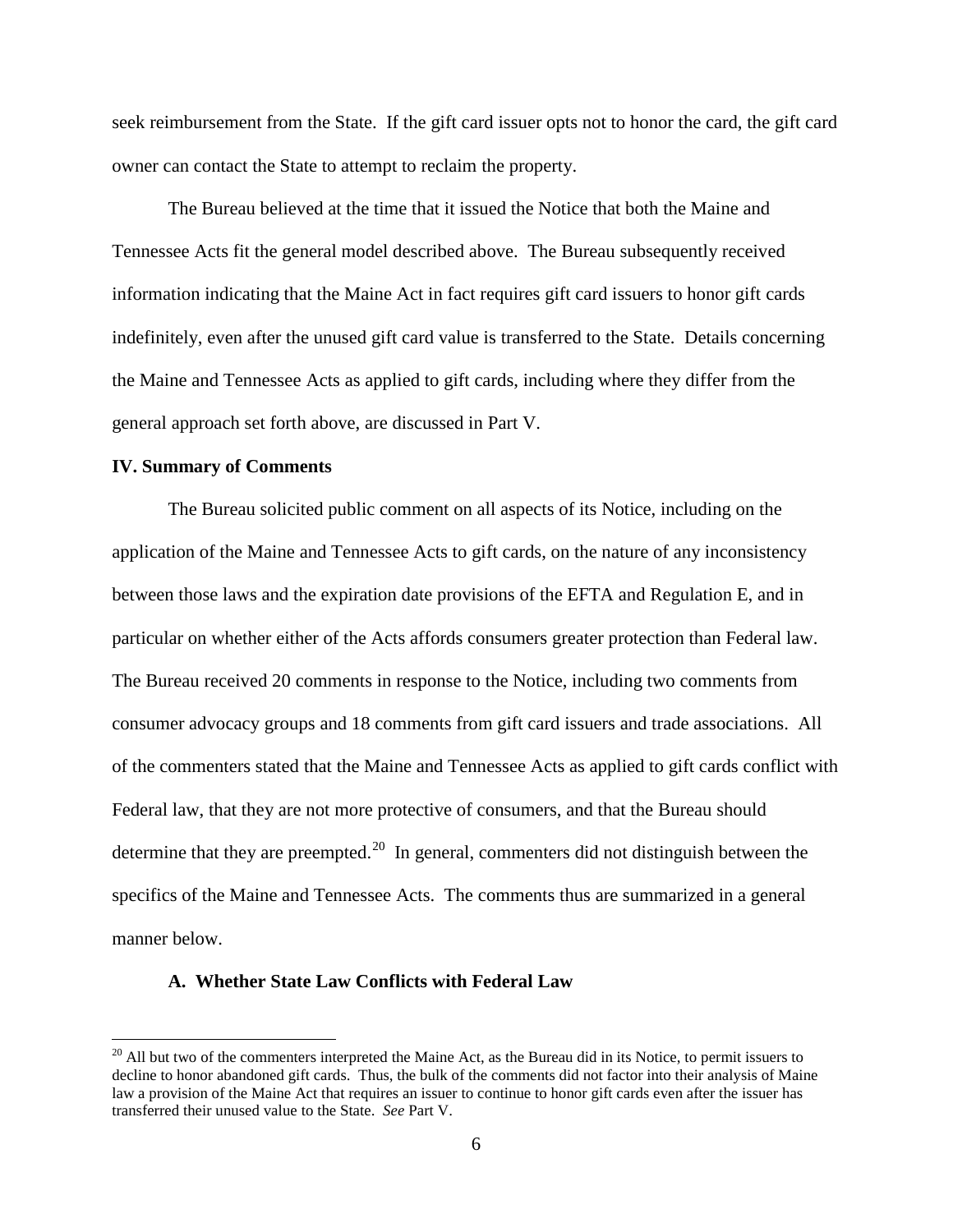seek reimbursement from the State. If the gift card issuer opts not to honor the card, the gift card owner can contact the State to attempt to reclaim the property.

The Bureau believed at the time that it issued the Notice that both the Maine and Tennessee Acts fit the general model described above. The Bureau subsequently received information indicating that the Maine Act in fact requires gift card issuers to honor gift cards indefinitely, even after the unused gift card value is transferred to the State. Details concerning the Maine and Tennessee Acts as applied to gift cards, including where they differ from the general approach set forth above, are discussed in Part V.

## IV. Summary of Comments

The Bureau solicited public comment on all aspects of its Notice, including on the application of the Maine and Tennessee Acts to gift cards, on the nature of any inconsistency between those laws and the expiration date provisions of the EFTA and Regulation E, and in particular on whether either of the Acts affords consumers greater protection than Federal law. The Bureau received 20 comments in response to the Notice, including two comments from consumer advocacy groups and 18 comments from gift card issuers and trade associations. All of the commenters stated that the Maine and Tennessee Acts as applied to gift cards conflict with Federal law, that they are not more protective of consumers, and that the Bureau should determine that they are preempted.[20] In general, commenters did not distinguish between the specifics of the Maine and Tennessee Acts. The comments thus are summarized in a general manner below.

### A. Whether State Law Conflicts with Federal Law

[20] All but two of the commenters interpreted the Maine Act, as the Bureau did in its Notice, to permit issuers to decline to honor abandoned gift cards. Thus, the bulk of the comments did not factor into their analysis of Maine law a provision of the Maine Act that requires an issuer to continue to honor gift cards even after the issuer has transferred their unused value to the State. *See* Part V.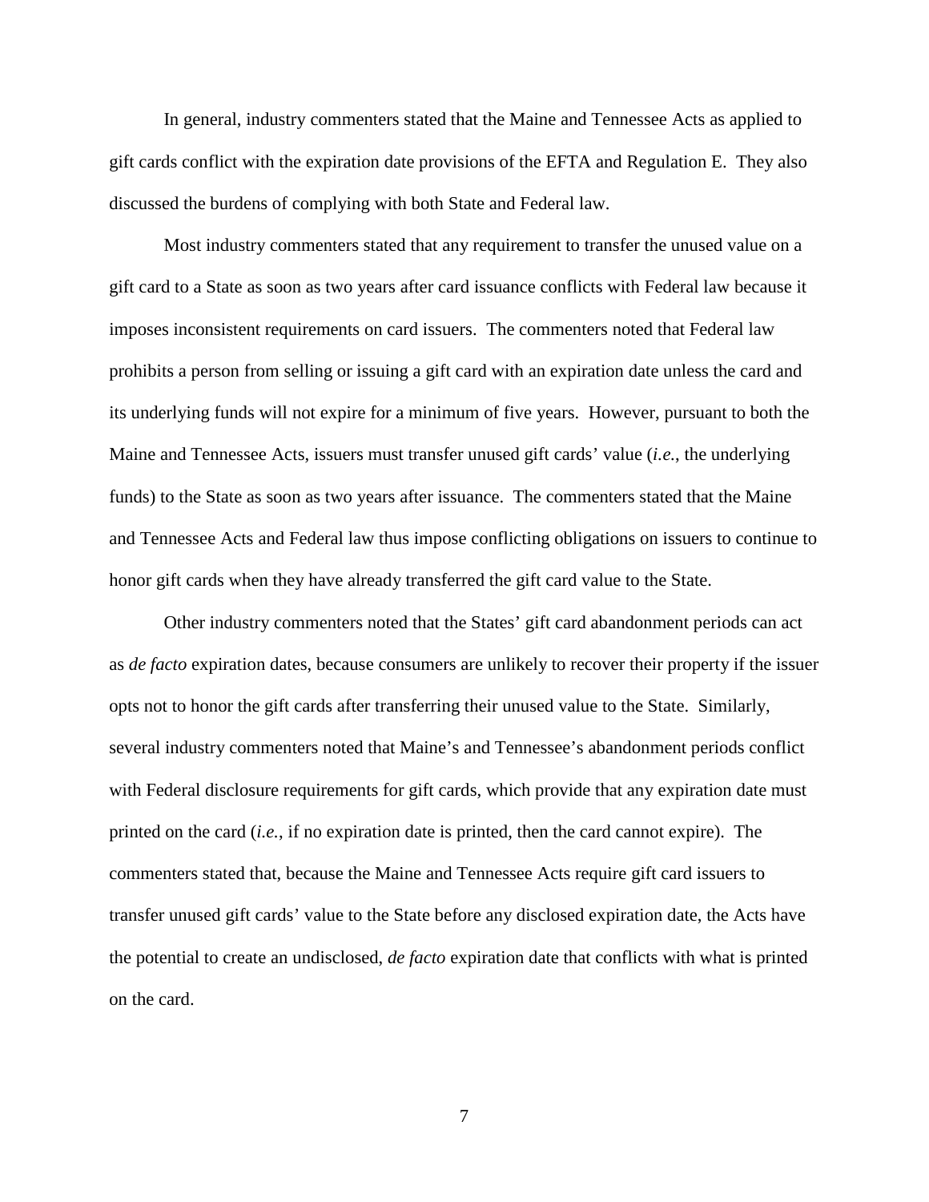In general, industry commenters stated that the Maine and Tennessee Acts as applied to gift cards conflict with the expiration date provisions of the EFTA and Regulation E. They also discussed the burdens of complying with both State and Federal law.

Most industry commenters stated that any requirement to transfer the unused value on a gift card to a State as soon as two years after card issuance conflicts with Federal law because it imposes inconsistent requirements on card issuers. The commenters noted that Federal law prohibits a person from selling or issuing a gift card with an expiration date unless the card and its underlying funds will not expire for a minimum of five years. However, pursuant to both the Maine and Tennessee Acts, issuers must transfer unused gift cards' value (*i.e.*, the underlying funds) to the State as soon as two years after issuance. The commenters stated that the Maine and Tennessee Acts and Federal law thus impose conflicting obligations on issuers to continue to honor gift cards when they have already transferred the gift card value to the State.

Other industry commenters noted that the States' gift card abandonment periods can act as *de facto* expiration dates, because consumers are unlikely to recover their property if the issuer opts not to honor the gift cards after transferring their unused value to the State. Similarly, several industry commenters noted that Maine's and Tennessee's abandonment periods conflict with Federal disclosure requirements for gift cards, which provide that any expiration date must printed on the card (*i.e.*, if no expiration date is printed, then the card cannot expire). The commenters stated that, because the Maine and Tennessee Acts require gift card issuers to transfer unused gift cards' value to the State before any disclosed expiration date, the Acts have the potential to create an undisclosed, *de facto* expiration date that conflicts with what is printed on the card.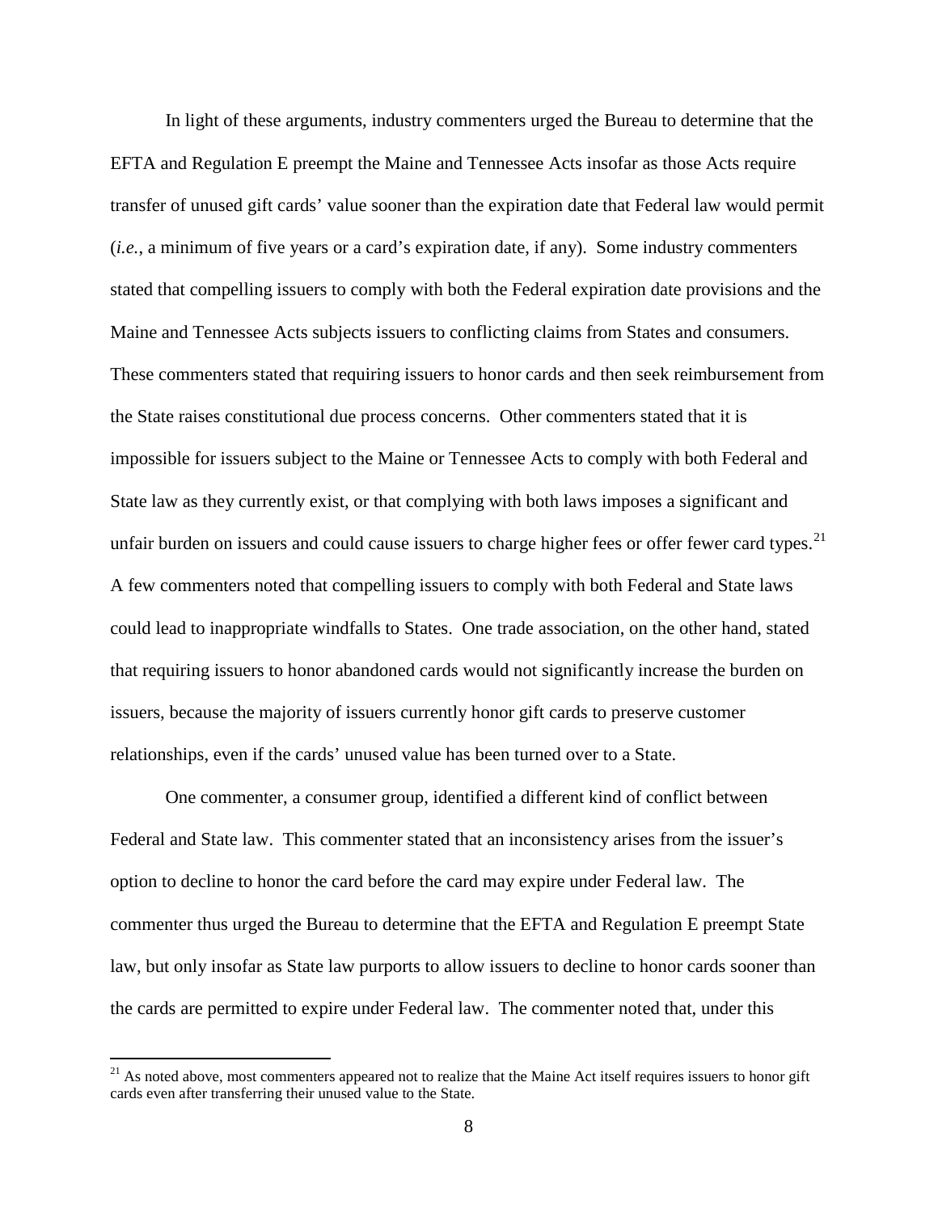In light of these arguments, industry commenters urged the Bureau to determine that the EFTA and Regulation E preempt the Maine and Tennessee Acts insofar as those Acts require transfer of unused gift cards' value sooner than the expiration date that Federal law would permit (*i.e.*, a minimum of five years or a card's expiration date, if any). Some industry commenters stated that compelling issuers to comply with both the Federal expiration date provisions and the Maine and Tennessee Acts subjects issuers to conflicting claims from States and consumers. These commenters stated that requiring issuers to honor cards and then seek reimbursement from the State raises constitutional due process concerns. Other commenters stated that it is impossible for issuers subject to the Maine or Tennessee Acts to comply with both Federal and State law as they currently exist, or that complying with both laws imposes a significant and unfair burden on issuers and could cause issuers to charge higher fees or offer fewer card types.[21] A few commenters noted that compelling issuers to comply with both Federal and State laws could lead to inappropriate windfalls to States. One trade association, on the other hand, stated that requiring issuers to honor abandoned cards would not significantly increase the burden on issuers, because the majority of issuers currently honor gift cards to preserve customer relationships, even if the cards' unused value has been turned over to a State.

One commenter, a consumer group, identified a different kind of conflict between Federal and State law. This commenter stated that an inconsistency arises from the issuer's option to decline to honor the card before the card may expire under Federal law. The commenter thus urged the Bureau to determine that the EFTA and Regulation E preempt State law, but only insofar as State law purports to allow issuers to decline to honor cards sooner than the cards are permitted to expire under Federal law. The commenter noted that, under this

[21] As noted above, most commenters appeared not to realize that the Maine Act itself requires issuers to honor gift cards even after transferring their unused value to the State.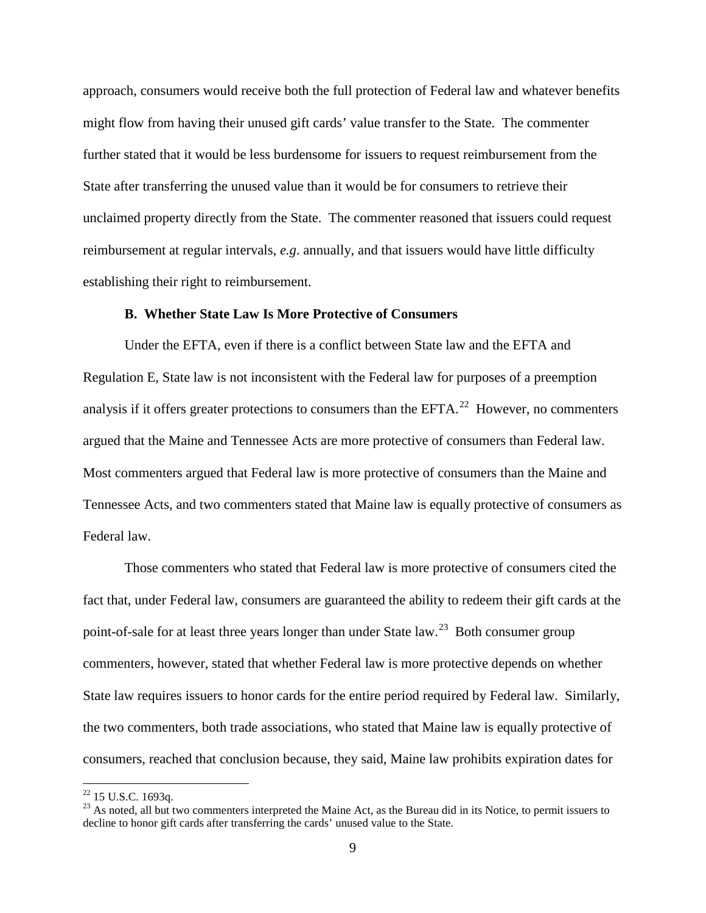approach, consumers would receive both the full protection of Federal law and whatever benefits might flow from having their unused gift cards' value transfer to the State. The commenter further stated that it would be less burdensome for issuers to request reimbursement from the State after transferring the unused value than it would be for consumers to retrieve their unclaimed property directly from the State. The commenter reasoned that issuers could request reimbursement at regular intervals, *e.g*. annually, and that issuers would have little difficulty establishing their right to reimbursement.

### B. Whether State Law Is More Protective of Consumers

Under the EFTA, even if there is a conflict between State law and the EFTA and Regulation E, State law is not inconsistent with the Federal law for purposes of a preemption analysis if it offers greater protections to consumers than the EFTA.[22] However, no commenters argued that the Maine and Tennessee Acts are more protective of consumers than Federal law. Most commenters argued that Federal law is more protective of consumers than the Maine and Tennessee Acts, and two commenters stated that Maine law is equally protective of consumers as Federal law.

Those commenters who stated that Federal law is more protective of consumers cited the fact that, under Federal law, consumers are guaranteed the ability to redeem their gift cards at the point-of-sale for at least three years longer than under State law.[23] Both consumer group commenters, however, stated that whether Federal law is more protective depends on whether State law requires issuers to honor cards for the entire period required by Federal law. Similarly, the two commenters, both trade associations, who stated that Maine law is equally protective of consumers, reached that conclusion because, they said, Maine law prohibits expiration dates for

---

[22] 15 U.S.C. 1693q.

[23] As noted, all but two commenters interpreted the Maine Act, as the Bureau did in its Notice, to permit issuers to decline to honor gift cards after transferring the cards' unused value to the State.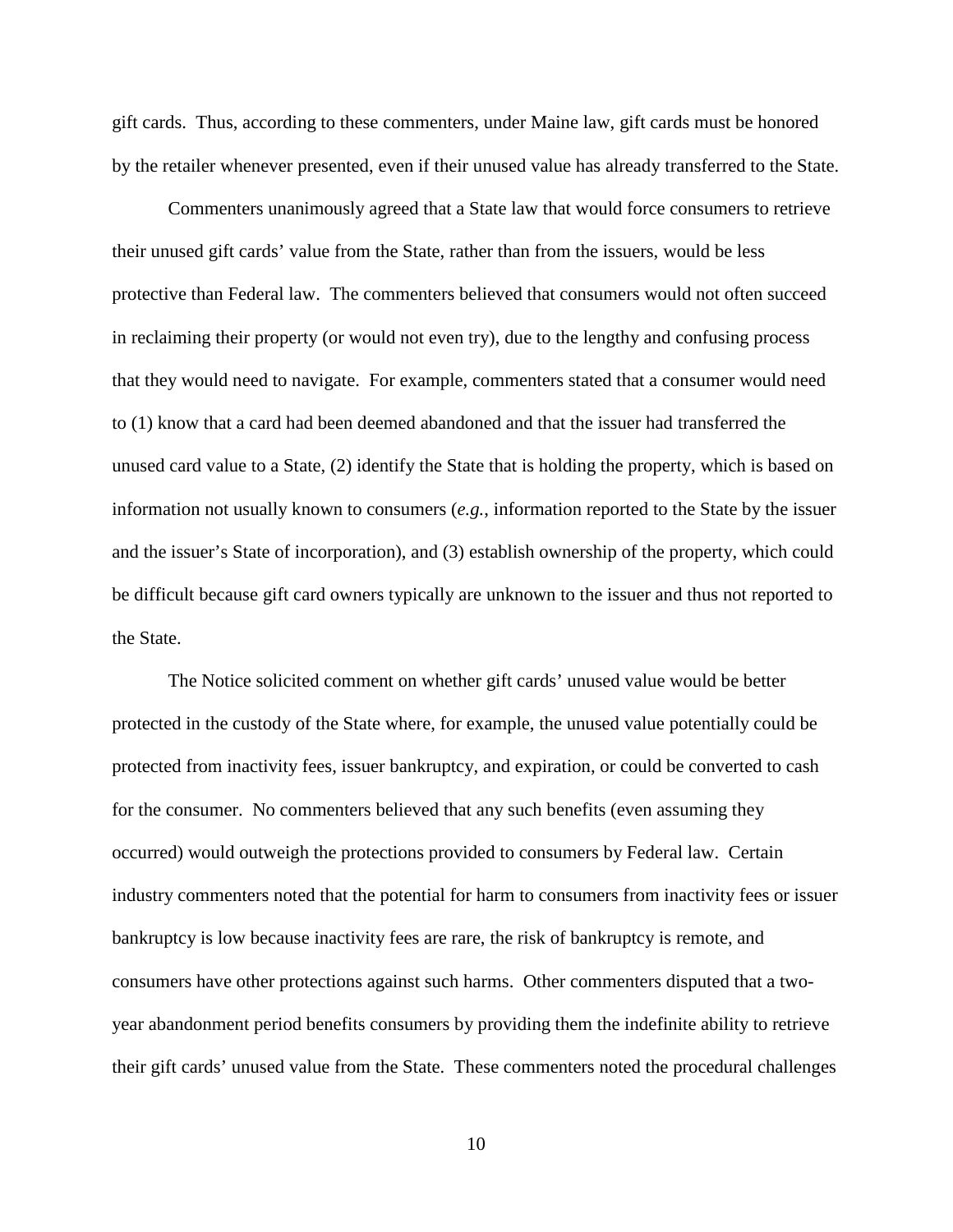gift cards. Thus, according to these commenters, under Maine law, gift cards must be honored by the retailer whenever presented, even if their unused value has already transferred to the State.

Commenters unanimously agreed that a State law that would force consumers to retrieve their unused gift cards' value from the State, rather than from the issuers, would be less protective than Federal law. The commenters believed that consumers would not often succeed in reclaiming their property (or would not even try), due to the lengthy and confusing process that they would need to navigate. For example, commenters stated that a consumer would need to (1) know that a card had been deemed abandoned and that the issuer had transferred the unused card value to a State, (2) identify the State that is holding the property, which is based on information not usually known to consumers (*e.g.*, information reported to the State by the issuer and the issuer's State of incorporation), and (3) establish ownership of the property, which could be difficult because gift card owners typically are unknown to the issuer and thus not reported to the State.

The Notice solicited comment on whether gift cards' unused value would be better protected in the custody of the State where, for example, the unused value potentially could be protected from inactivity fees, issuer bankruptcy, and expiration, or could be converted to cash for the consumer. No commenters believed that any such benefits (even assuming they occurred) would outweigh the protections provided to consumers by Federal law. Certain industry commenters noted that the potential for harm to consumers from inactivity fees or issuer bankruptcy is low because inactivity fees are rare, the risk of bankruptcy is remote, and consumers have other protections against such harms. Other commenters disputed that a two-year abandonment period benefits consumers by providing them the indefinite ability to retrieve their gift cards' unused value from the State. These commenters noted the procedural challenges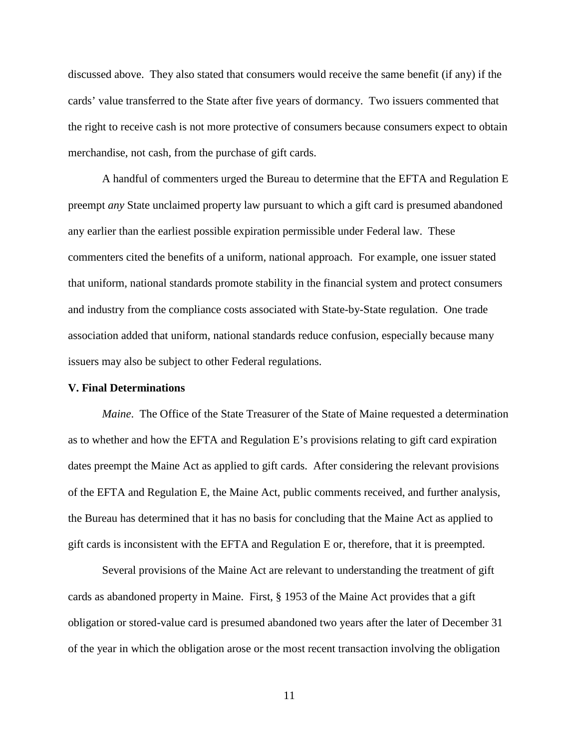discussed above. They also stated that consumers would receive the same benefit (if any) if the cards' value transferred to the State after five years of dormancy. Two issuers commented that the right to receive cash is not more protective of consumers because consumers expect to obtain merchandise, not cash, from the purchase of gift cards.

A handful of commenters urged the Bureau to determine that the EFTA and Regulation E preempt *any* State unclaimed property law pursuant to which a gift card is presumed abandoned any earlier than the earliest possible expiration permissible under Federal law. These commenters cited the benefits of a uniform, national approach. For example, one issuer stated that uniform, national standards promote stability in the financial system and protect consumers and industry from the compliance costs associated with State-by-State regulation. One trade association added that uniform, national standards reduce confusion, especially because many issuers may also be subject to other Federal regulations.

**V. Final Determinations**

*Maine*. The Office of the State Treasurer of the State of Maine requested a determination as to whether and how the EFTA and Regulation E's provisions relating to gift card expiration dates preempt the Maine Act as applied to gift cards. After considering the relevant provisions of the EFTA and Regulation E, the Maine Act, public comments received, and further analysis, the Bureau has determined that it has no basis for concluding that the Maine Act as applied to gift cards is inconsistent with the EFTA and Regulation E or, therefore, that it is preempted.

Several provisions of the Maine Act are relevant to understanding the treatment of gift cards as abandoned property in Maine. First, § 1953 of the Maine Act provides that a gift obligation or stored-value card is presumed abandoned two years after the later of December 31 of the year in which the obligation arose or the most recent transaction involving the obligation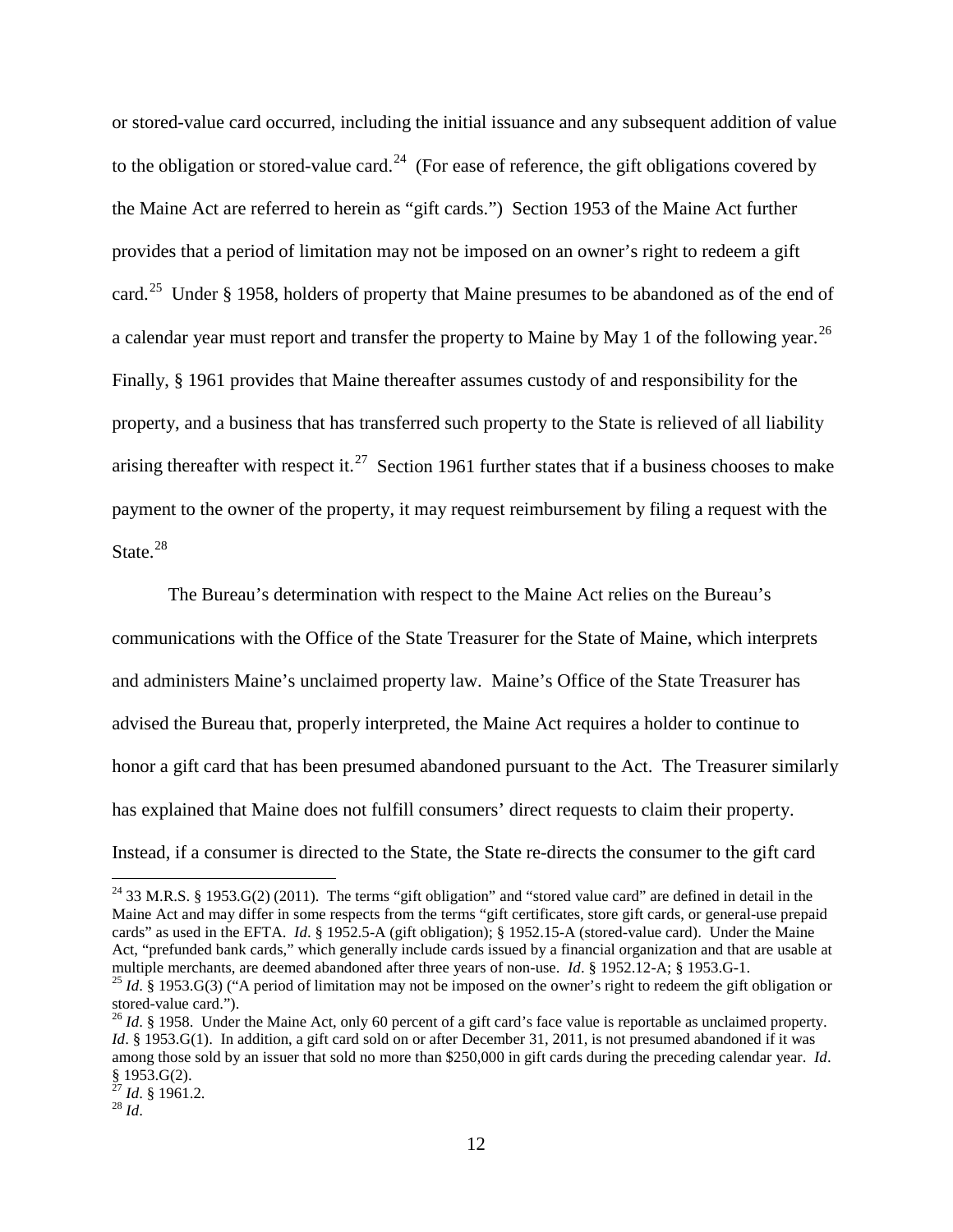or stored-value card occurred, including the initial issuance and any subsequent addition of value to the obligation or stored-value card.[24] (For ease of reference, the gift obligations covered by the Maine Act are referred to herein as "gift cards.") Section 1953 of the Maine Act further provides that a period of limitation may not be imposed on an owner's right to redeem a gift card.[25] Under § 1958, holders of property that Maine presumes to be abandoned as of the end of a calendar year must report and transfer the property to Maine by May 1 of the following year.[26] Finally, § 1961 provides that Maine thereafter assumes custody of and responsibility for the property, and a business that has transferred such property to the State is relieved of all liability arising thereafter with respect it.[27] Section 1961 further states that if a business chooses to make payment to the owner of the property, it may request reimbursement by filing a request with the State.[28]

The Bureau's determination with respect to the Maine Act relies on the Bureau's communications with the Office of the State Treasurer for the State of Maine, which interprets and administers Maine's unclaimed property law. Maine's Office of the State Treasurer has advised the Bureau that, properly interpreted, the Maine Act requires a holder to continue to honor a gift card that has been presumed abandoned pursuant to the Act. The Treasurer similarly has explained that Maine does not fulfill consumers' direct requests to claim their property. Instead, if a consumer is directed to the State, the State re-directs the consumer to the gift card

---

[24] 33 M.R.S. § 1953.G(2) (2011). The terms "gift obligation" and "stored value card" are defined in detail in the Maine Act and may differ in some respects from the terms "gift certificates, store gift cards, or general-use prepaid cards" as used in the EFTA. *Id*. § 1952.5-A (gift obligation); § 1952.15-A (stored-value card). Under the Maine Act, "prefunded bank cards," which generally include cards issued by a financial organization and that are usable at multiple merchants, are deemed abandoned after three years of non-use. *Id*. § 1952.12-A; § 1953.G-1.

[25] *Id*. § 1953.G(3) ("A period of limitation may not be imposed on the owner's right to redeem the gift obligation or stored-value card.").

[26] *Id*. § 1958. Under the Maine Act, only 60 percent of a gift card's face value is reportable as unclaimed property. *Id*. § 1953.G(1). In addition, a gift card sold on or after December 31, 2011, is not presumed abandoned if it was among those sold by an issuer that sold no more than $250,000 in gift cards during the preceding calendar year. *Id*. § 1953.G(2).

[27] *Id*. § 1961.2.

[28] *Id*.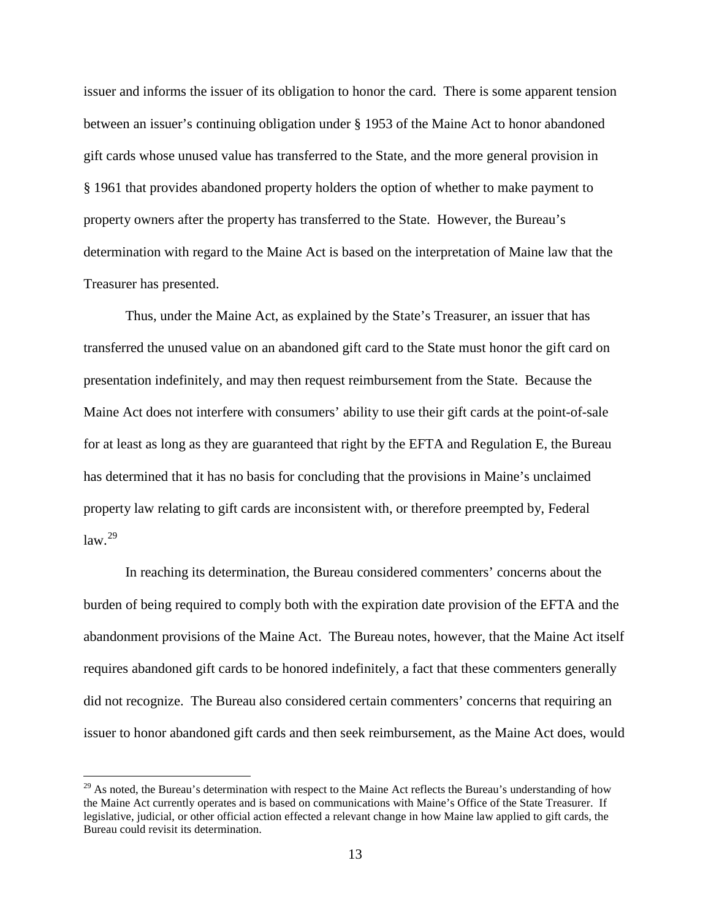issuer and informs the issuer of its obligation to honor the card. There is some apparent tension between an issuer's continuing obligation under § 1953 of the Maine Act to honor abandoned gift cards whose unused value has transferred to the State, and the more general provision in § 1961 that provides abandoned property holders the option of whether to make payment to property owners after the property has transferred to the State. However, the Bureau's determination with regard to the Maine Act is based on the interpretation of Maine law that the Treasurer has presented.

Thus, under the Maine Act, as explained by the State's Treasurer, an issuer that has transferred the unused value on an abandoned gift card to the State must honor the gift card on presentation indefinitely, and may then request reimbursement from the State. Because the Maine Act does not interfere with consumers' ability to use their gift cards at the point-of-sale for at least as long as they are guaranteed that right by the EFTA and Regulation E, the Bureau has determined that it has no basis for concluding that the provisions in Maine's unclaimed property law relating to gift cards are inconsistent with, or therefore preempted by, Federal law.[29]

In reaching its determination, the Bureau considered commenters' concerns about the burden of being required to comply both with the expiration date provision of the EFTA and the abandonment provisions of the Maine Act. The Bureau notes, however, that the Maine Act itself requires abandoned gift cards to be honored indefinitely, a fact that these commenters generally did not recognize. The Bureau also considered certain commenters' concerns that requiring an issuer to honor abandoned gift cards and then seek reimbursement, as the Maine Act does, would

---

[29] As noted, the Bureau's determination with respect to the Maine Act reflects the Bureau's understanding of how the Maine Act currently operates and is based on communications with Maine's Office of the State Treasurer. If legislative, judicial, or other official action effected a relevant change in how Maine law applied to gift cards, the Bureau could revisit its determination.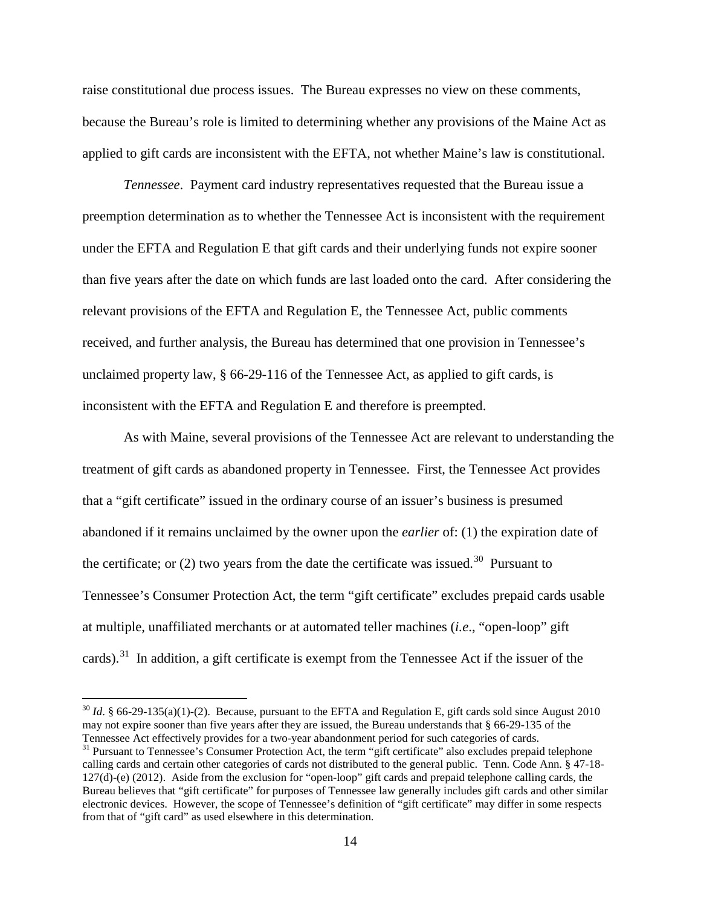raise constitutional due process issues. The Bureau expresses no view on these comments, because the Bureau's role is limited to determining whether any provisions of the Maine Act as applied to gift cards are inconsistent with the EFTA, not whether Maine's law is constitutional.

*Tennessee*. Payment card industry representatives requested that the Bureau issue a preemption determination as to whether the Tennessee Act is inconsistent with the requirement under the EFTA and Regulation E that gift cards and their underlying funds not expire sooner than five years after the date on which funds are last loaded onto the card. After considering the relevant provisions of the EFTA and Regulation E, the Tennessee Act, public comments received, and further analysis, the Bureau has determined that one provision in Tennessee's unclaimed property law, § 66-29-116 of the Tennessee Act, as applied to gift cards, is inconsistent with the EFTA and Regulation E and therefore is preempted.

As with Maine, several provisions of the Tennessee Act are relevant to understanding the treatment of gift cards as abandoned property in Tennessee. First, the Tennessee Act provides that a "gift certificate" issued in the ordinary course of an issuer's business is presumed abandoned if it remains unclaimed by the owner upon the *earlier* of: (1) the expiration date of the certificate; or (2) two years from the date the certificate was issued.[30] Pursuant to Tennessee's Consumer Protection Act, the term "gift certificate" excludes prepaid cards usable at multiple, unaffiliated merchants or at automated teller machines (*i.e.*, "open-loop" gift cards).[31] In addition, a gift certificate is exempt from the Tennessee Act if the issuer of the

[30] *Id*. § 66-29-135(a)(1)-(2). Because, pursuant to the EFTA and Regulation E, gift cards sold since August 2010 may not expire sooner than five years after they are issued, the Bureau understands that § 66-29-135 of the Tennessee Act effectively provides for a two-year abandonment period for such categories of cards.

[31] Pursuant to Tennessee's Consumer Protection Act, the term "gift certificate" also excludes prepaid telephone calling cards and certain other categories of cards not distributed to the general public. Tenn. Code Ann. § 47-18-127(d)-(e) (2012). Aside from the exclusion for "open-loop" gift cards and prepaid telephone calling cards, the Bureau believes that "gift certificate" for purposes of Tennessee law generally includes gift cards and other similar electronic devices. However, the scope of Tennessee's definition of "gift certificate" may differ in some respects from that of "gift card" as used elsewhere in this determination.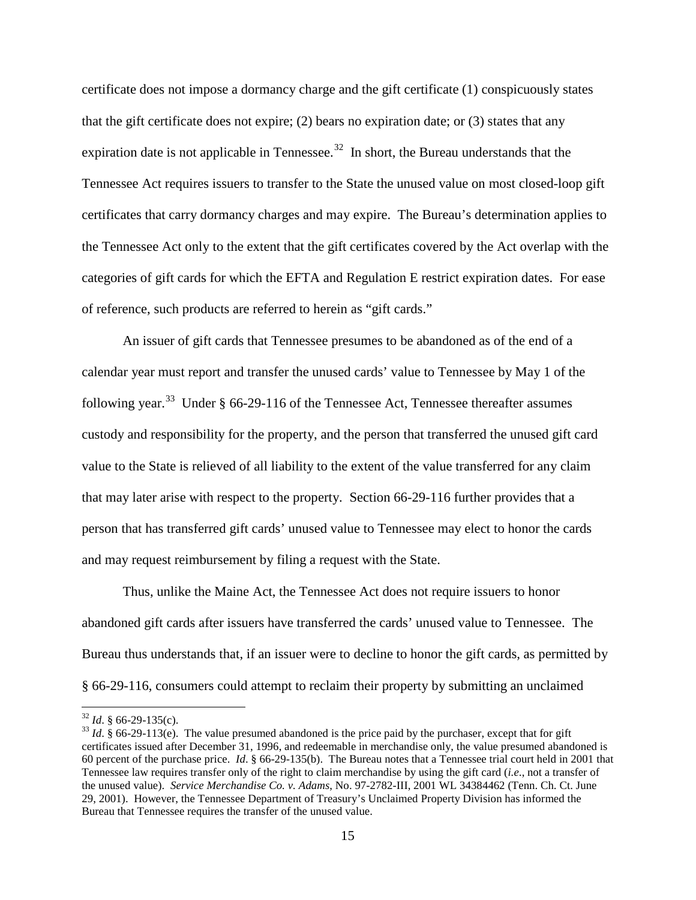certificate does not impose a dormancy charge and the gift certificate (1) conspicuously states that the gift certificate does not expire; (2) bears no expiration date; or (3) states that any expiration date is not applicable in Tennessee.[32] In short, the Bureau understands that the Tennessee Act requires issuers to transfer to the State the unused value on most closed-loop gift certificates that carry dormancy charges and may expire. The Bureau's determination applies to the Tennessee Act only to the extent that the gift certificates covered by the Act overlap with the categories of gift cards for which the EFTA and Regulation E restrict expiration dates. For ease of reference, such products are referred to herein as "gift cards."

An issuer of gift cards that Tennessee presumes to be abandoned as of the end of a calendar year must report and transfer the unused cards' value to Tennessee by May 1 of the following year.[33] Under § 66-29-116 of the Tennessee Act, Tennessee thereafter assumes custody and responsibility for the property, and the person that transferred the unused gift card value to the State is relieved of all liability to the extent of the value transferred for any claim that may later arise with respect to the property. Section 66-29-116 further provides that a person that has transferred gift cards' unused value to Tennessee may elect to honor the cards and may request reimbursement by filing a request with the State.

Thus, unlike the Maine Act, the Tennessee Act does not require issuers to honor abandoned gift cards after issuers have transferred the cards' unused value to Tennessee. The Bureau thus understands that, if an issuer were to decline to honor the gift cards, as permitted by § 66-29-116, consumers could attempt to reclaim their property by submitting an unclaimed

---

[32] *Id*. § 66-29-135(c).

[33] *Id*. § 66-29-113(e). The value presumed abandoned is the price paid by the purchaser, except that for gift certificates issued after December 31, 1996, and redeemable in merchandise only, the value presumed abandoned is 60 percent of the purchase price. *Id*. § 66-29-135(b). The Bureau notes that a Tennessee trial court held in 2001 that Tennessee law requires transfer only of the right to claim merchandise by using the gift card (*i.e*., not a transfer of the unused value). *Service Merchandise Co. v. Adams*, No. 97-2782-III, 2001 WL 34384462 (Tenn. Ch. Ct. June 29, 2001). However, the Tennessee Department of Treasury's Unclaimed Property Division has informed the Bureau that Tennessee requires the transfer of the unused value.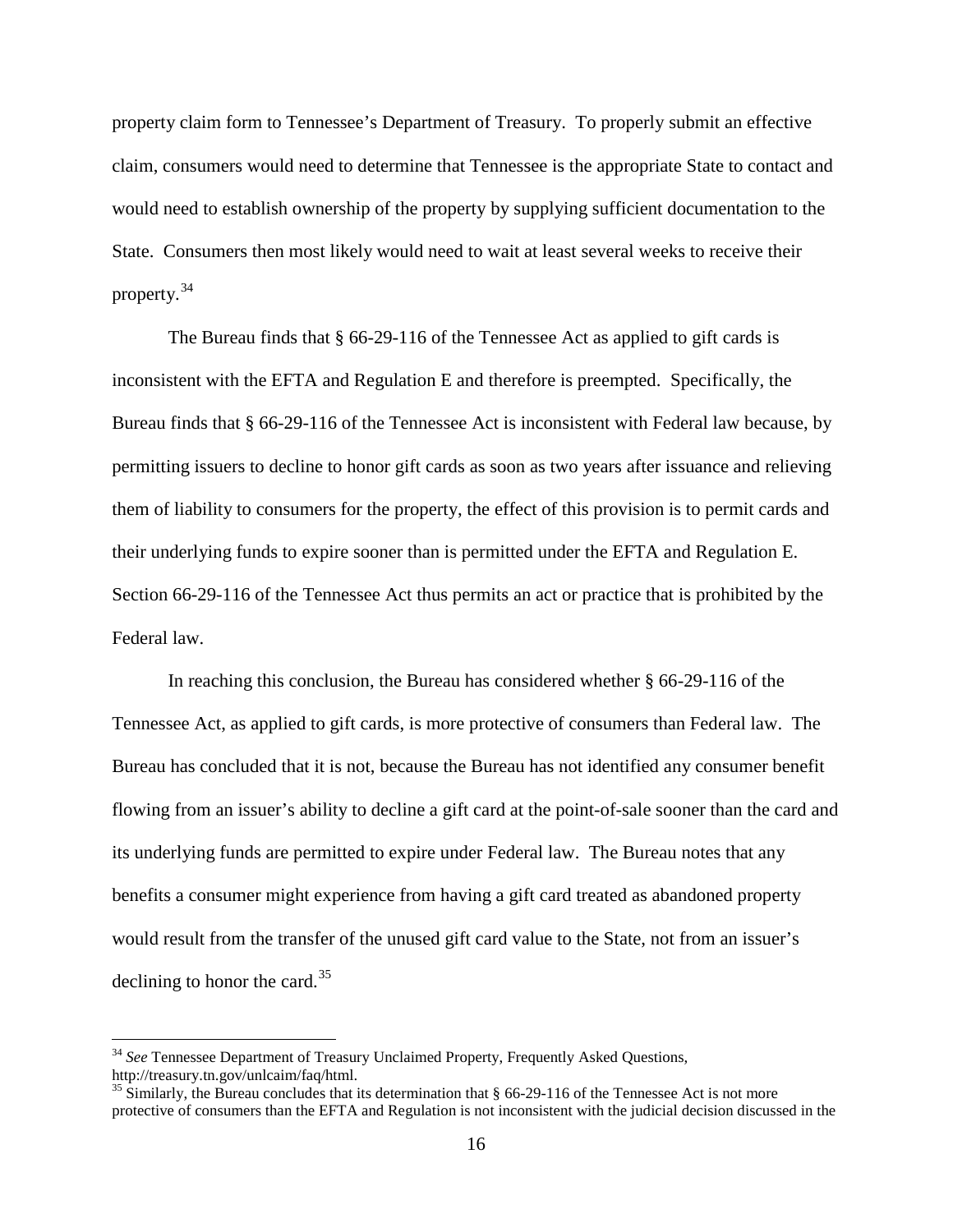property claim form to Tennessee's Department of Treasury. To properly submit an effective claim, consumers would need to determine that Tennessee is the appropriate State to contact and would need to establish ownership of the property by supplying sufficient documentation to the State. Consumers then most likely would need to wait at least several weeks to receive their property.[34]

The Bureau finds that § 66-29-116 of the Tennessee Act as applied to gift cards is inconsistent with the EFTA and Regulation E and therefore is preempted. Specifically, the Bureau finds that § 66-29-116 of the Tennessee Act is inconsistent with Federal law because, by permitting issuers to decline to honor gift cards as soon as two years after issuance and relieving them of liability to consumers for the property, the effect of this provision is to permit cards and their underlying funds to expire sooner than is permitted under the EFTA and Regulation E. Section 66-29-116 of the Tennessee Act thus permits an act or practice that is prohibited by the Federal law.

In reaching this conclusion, the Bureau has considered whether § 66-29-116 of the Tennessee Act, as applied to gift cards, is more protective of consumers than Federal law. The Bureau has concluded that it is not, because the Bureau has not identified any consumer benefit flowing from an issuer's ability to decline a gift card at the point-of-sale sooner than the card and its underlying funds are permitted to expire under Federal law. The Bureau notes that any benefits a consumer might experience from having a gift card treated as abandoned property would result from the transfer of the unused gift card value to the State, not from an issuer's declining to honor the card.[35]

---

[34] *See* Tennessee Department of Treasury Unclaimed Property, Frequently Asked Questions, http://treasury.tn.gov/unlcaim/faq/html.

[35] Similarly, the Bureau concludes that its determination that § 66-29-116 of the Tennessee Act is not more protective of consumers than the EFTA and Regulation is not inconsistent with the judicial decision discussed in the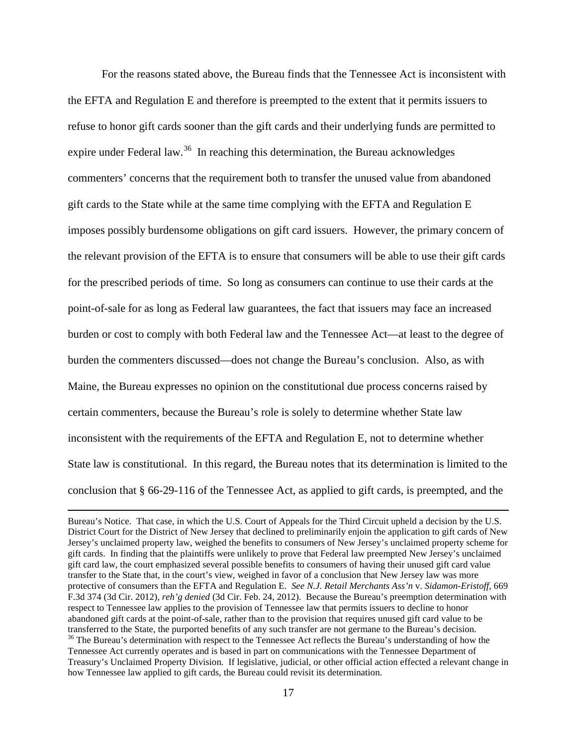For the reasons stated above, the Bureau finds that the Tennessee Act is inconsistent with the EFTA and Regulation E and therefore is preempted to the extent that it permits issuers to refuse to honor gift cards sooner than the gift cards and their underlying funds are permitted to expire under Federal law.[36] In reaching this determination, the Bureau acknowledges commenters' concerns that the requirement both to transfer the unused value from abandoned gift cards to the State while at the same time complying with the EFTA and Regulation E imposes possibly burdensome obligations on gift card issuers. However, the primary concern of the relevant provision of the EFTA is to ensure that consumers will be able to use their gift cards for the prescribed periods of time. So long as consumers can continue to use their cards at the point-of-sale for as long as Federal law guarantees, the fact that issuers may face an increased burden or cost to comply with both Federal law and the Tennessee Act—at least to the degree of burden the commenters discussed—does not change the Bureau's conclusion. Also, as with Maine, the Bureau expresses no opinion on the constitutional due process concerns raised by certain commenters, because the Bureau's role is solely to determine whether State law inconsistent with the requirements of the EFTA and Regulation E, not to determine whether State law is constitutional. In this regard, the Bureau notes that its determination is limited to the conclusion that § 66-29-116 of the Tennessee Act, as applied to gift cards, is preempted, and the

---

Bureau's Notice. That case, in which the U.S. Court of Appeals for the Third Circuit upheld a decision by the U.S. District Court for the District of New Jersey that declined to preliminarily enjoin the application to gift cards of New Jersey's unclaimed property law, weighed the benefits to consumers of New Jersey's unclaimed property scheme for gift cards. In finding that the plaintiffs were unlikely to prove that Federal law preempted New Jersey's unclaimed gift card law, the court emphasized several possible benefits to consumers of having their unused gift card value transfer to the State that, in the court's view, weighed in favor of a conclusion that New Jersey law was more protective of consumers than the EFTA and Regulation E. *See N.J. Retail Merchants Ass'n* v. *Sidamon-Eristoff*, 669 F.3d 374 (3d Cir. 2012), *reh'g denied* (3d Cir. Feb. 24, 2012). Because the Bureau's preemption determination with respect to Tennessee law applies to the provision of Tennessee law that permits issuers to decline to honor abandoned gift cards at the point-of-sale, rather than to the provision that requires unused gift card value to be transferred to the State, the purported benefits of any such transfer are not germane to the Bureau's decision.

[36] The Bureau's determination with respect to the Tennessee Act reflects the Bureau's understanding of how the Tennessee Act currently operates and is based in part on communications with the Tennessee Department of Treasury's Unclaimed Property Division. If legislative, judicial, or other official action effected a relevant change in how Tennessee law applied to gift cards, the Bureau could revisit its determination.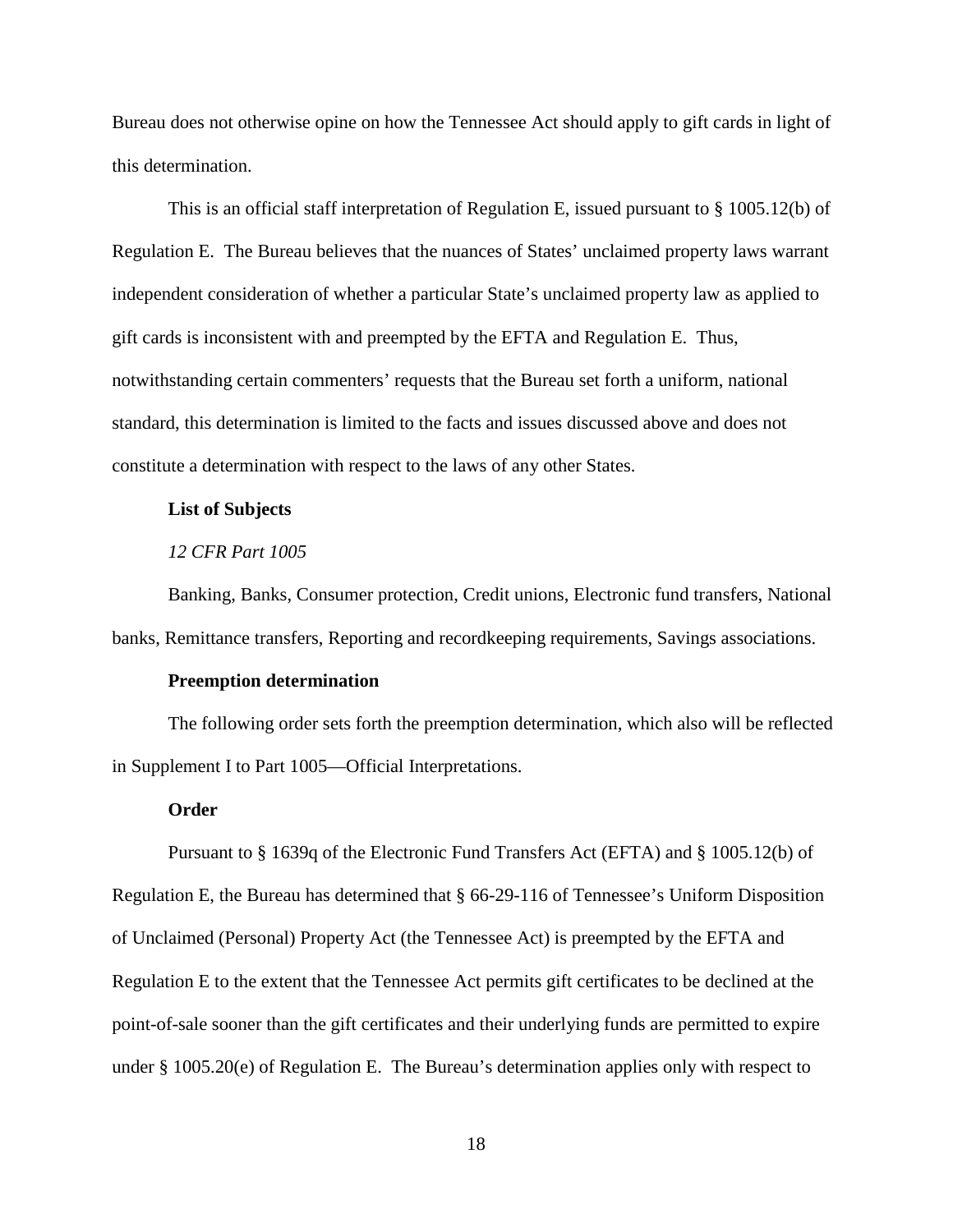Bureau does not otherwise opine on how the Tennessee Act should apply to gift cards in light of this determination.

This is an official staff interpretation of Regulation E, issued pursuant to § 1005.12(b) of Regulation E. The Bureau believes that the nuances of States' unclaimed property laws warrant independent consideration of whether a particular State's unclaimed property law as applied to gift cards is inconsistent with and preempted by the EFTA and Regulation E. Thus, notwithstanding certain commenters' requests that the Bureau set forth a uniform, national standard, this determination is limited to the facts and issues discussed above and does not constitute a determination with respect to the laws of any other States.

**List of Subjects**

*12 CFR Part 1005*

Banking, Banks, Consumer protection, Credit unions, Electronic fund transfers, National banks, Remittance transfers, Reporting and recordkeeping requirements, Savings associations.

**Preemption determination**

The following order sets forth the preemption determination, which also will be reflected in Supplement I to Part 1005—Official Interpretations.

**Order**

Pursuant to § 1639q of the Electronic Fund Transfers Act (EFTA) and § 1005.12(b) of Regulation E, the Bureau has determined that § 66-29-116 of Tennessee's Uniform Disposition of Unclaimed (Personal) Property Act (the Tennessee Act) is preempted by the EFTA and Regulation E to the extent that the Tennessee Act permits gift certificates to be declined at the point-of-sale sooner than the gift certificates and their underlying funds are permitted to expire under § 1005.20(e) of Regulation E. The Bureau's determination applies only with respect to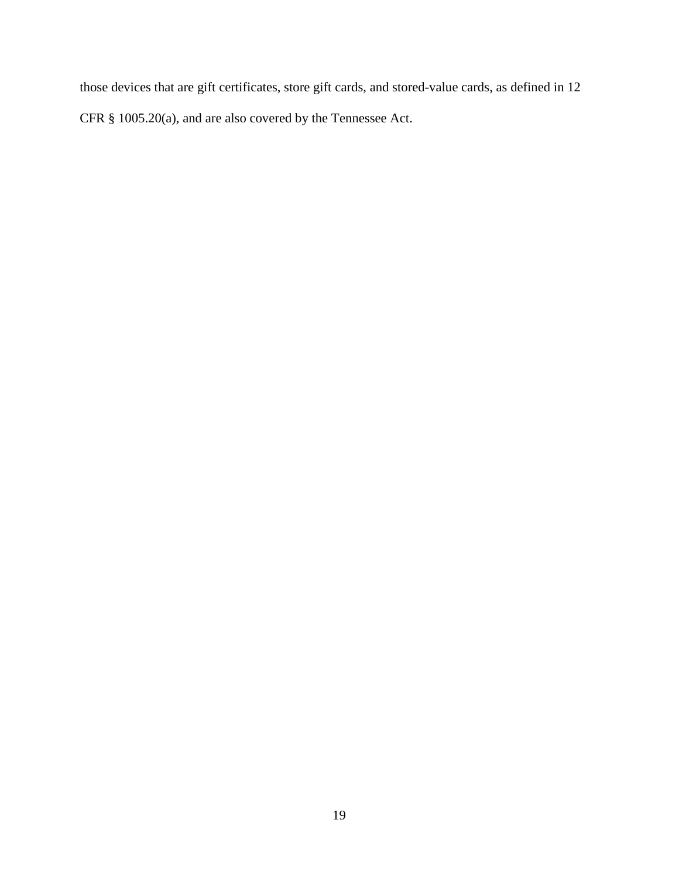those devices that are gift certificates, store gift cards, and stored-value cards, as defined in 12 CFR § 1005.20(a), and are also covered by the Tennessee Act.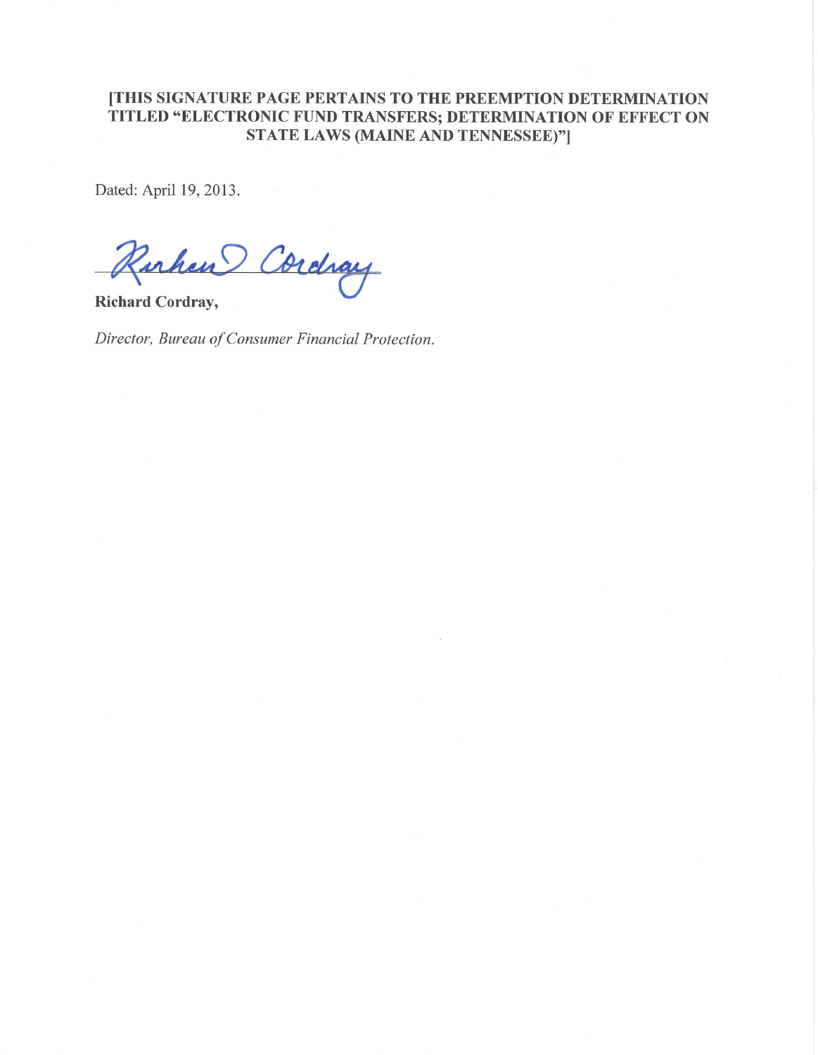**[THIS SIGNATURE PAGE PERTAINS TO THE PREEMPTION DETERMINATION TITLED "ELECTRONIC FUND TRANSFERS; DETERMINATION OF EFFECT ON STATE LAWS (MAINE AND TENNESSEE)"]**

Dated: April 19, 2013.

**Richard Cordray,**

*Director, Bureau of Consumer Financial Protection.*